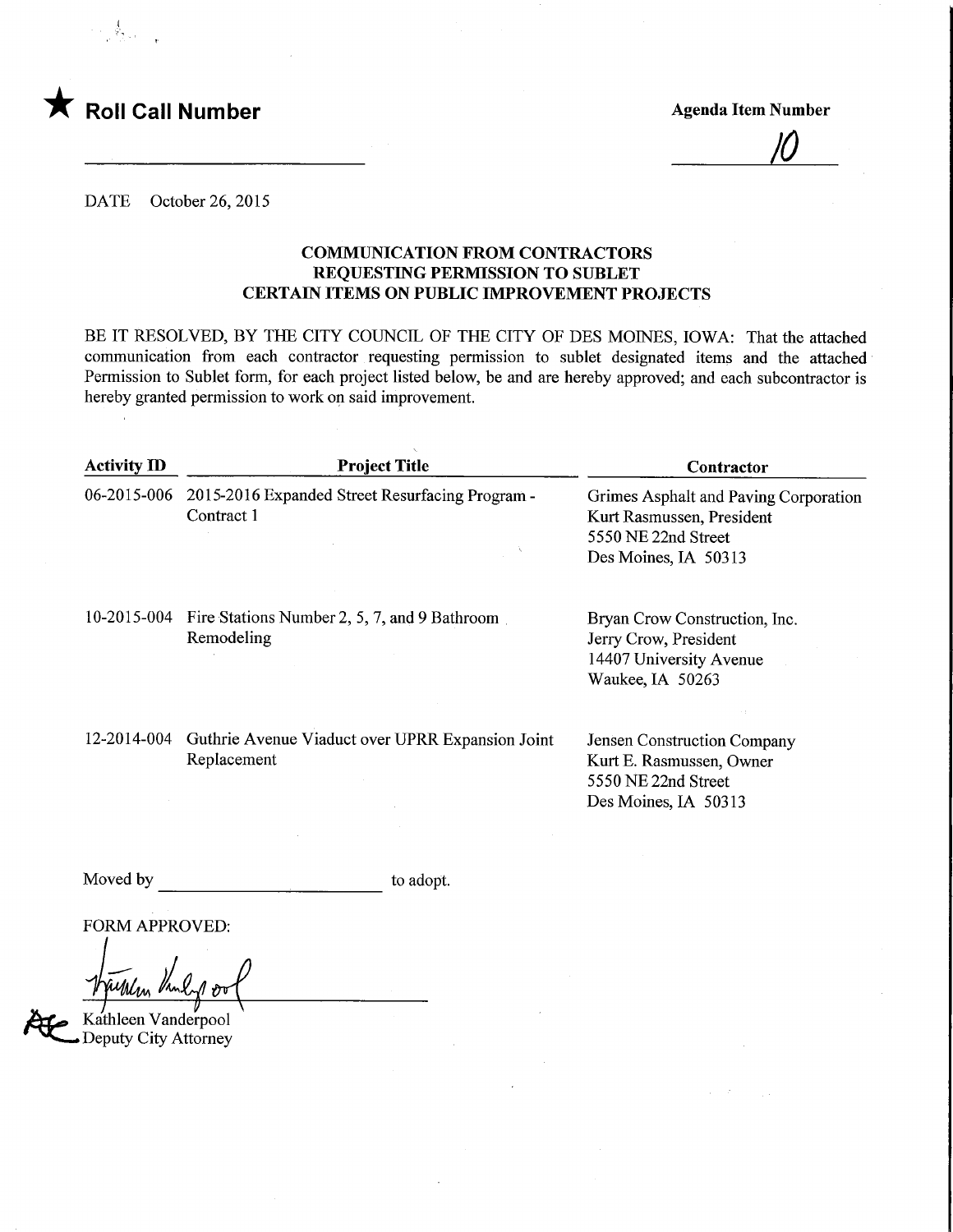★ **Roll Call Number** ______________________

**Agenda Item Number**

10

DATE October 26, 2015

### COMMUNICATION FROM CONTRACTORS REQUESTING PERMISSION TO SUBLET CERTAIN ITEMS ON PUBLIC IMPROVEMENT PROJECTS

BE IT RESOLVED, BY THE CITY COUNCIL OF THE CITY OF DES MOINES, IOWA: That the attached communication from each contractor requesting permission to sublet designated items and the attached Permission to Sublet form, for each project listed below, be and are hereby approved; and each subcontractor is hereby granted permission to work on said improvement.

| Activity ID | Project Title | Contractor |
|---|---|---|
| 06-2015-006 | 2015-2016 Expanded Street Resurfacing Program - Contract 1 | Grimes Asphalt and Paving Corporation<br>Kurt Rasmussen, President<br>5550 NE 22nd Street<br>Des Moines, IA 50313 |
| 10-2015-004 | Fire Stations Number 2, 5, 7, and 9 Bathroom Remodeling | Bryan Crow Construction, Inc.<br>Jerry Crow, President<br>14407 University Avenue<br>Waukee, IA 50263 |
| 12-2014-004 | Guthrie Avenue Viaduct over UPRR Expansion Joint Replacement | Jensen Construction Company<br>Kurt E. Rasmussen, Owner<br>5550 NE 22nd Street<br>Des Moines, IA 50313 |

Moved by ______________________ to adopt.

FORM APPROVED:

Kathleen Vanderpool
Deputy City Attorney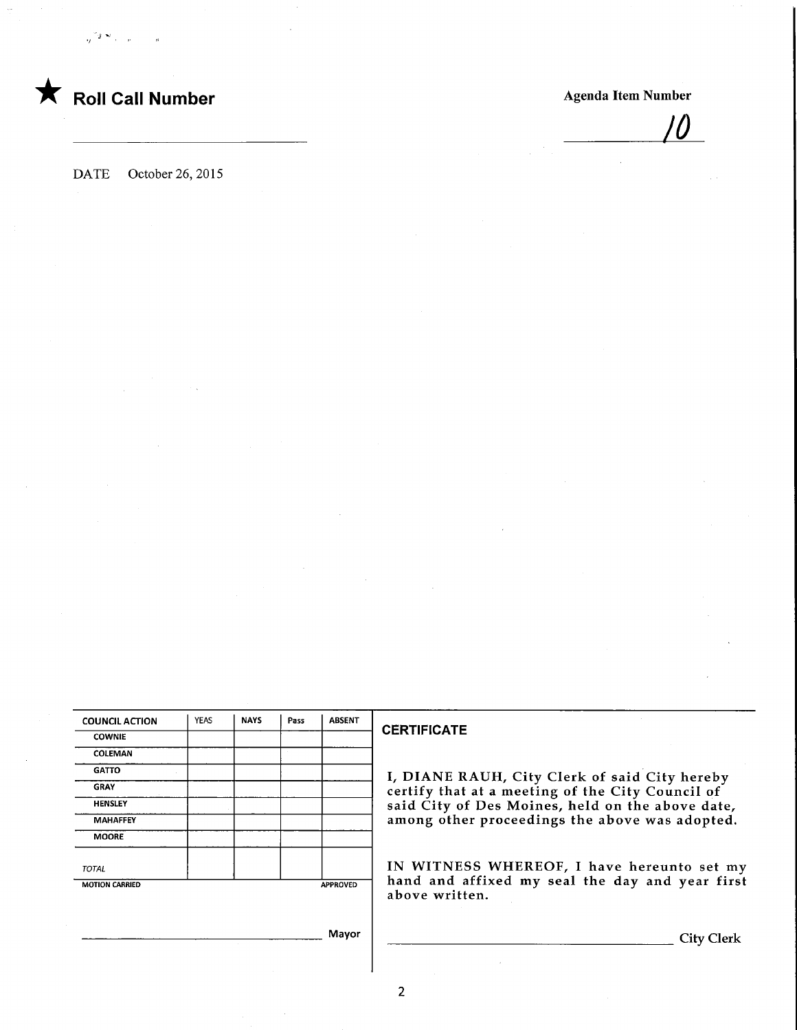★ **Roll Call Number**

**Agenda Item Number**

10

DATE October 26, 2015

| COUNCIL ACTION | YEAS | NAYS | Pass | ABSENT |
|---|---|---|---|---|
| COWNIE | | | | |
| COLEMAN | | | | |
| GATTO | | | | |
| GRAY | | | | |
| HENSLEY | | | | |
| MAHAFFEY | | | | |
| MOORE | | | | |
| TOTAL | | | | |
| MOTION CARRIED | | | | APPROVED |

_______________________________ Mayor

**CERTIFICATE**

I, DIANE RAUH, City Clerk of said City hereby certify that at a meeting of the City Council of said City of Des Moines, held on the above date, among other proceedings the above was adopted.

IN WITNESS WHEREOF, I have hereunto set my hand and affixed my seal the day and year first above written.

_______________________________ City Clerk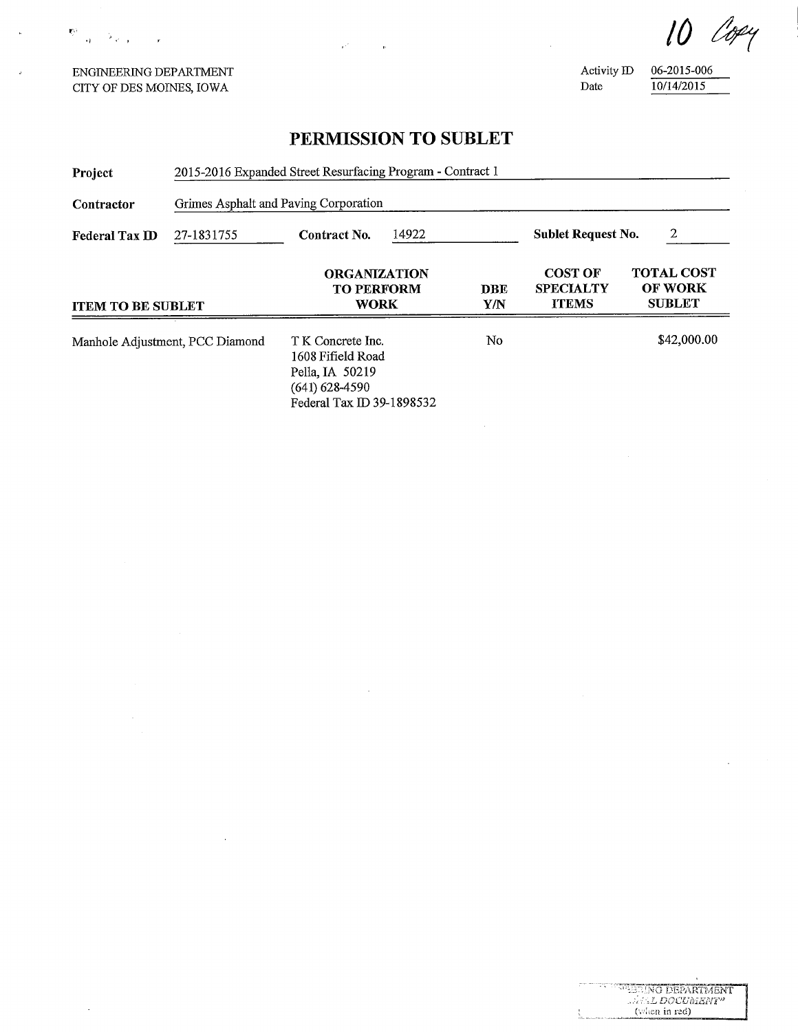10 Copy

ENGINEERING DEPARTMENT
CITY OF DES MOINES, IOWA

Activity ID 06-2015-006
Date 10/14/2015

# PERMISSION TO SUBLET

**Project** 2015-2016 Expanded Street Resurfacing Program - Contract 1

**Contractor** Grimes Asphalt and Paving Corporation

**Federal Tax ID** 27-1831755 **Contract No.** 14922 **Sublet Request No.** 2

| ITEM TO BE SUBLET | ORGANIZATION TO PERFORM WORK | DBE Y/N | COST OF SPECIALTY ITEMS | TOTAL COST OF WORK SUBLET |
|---|---|---|---|---|
| Manhole Adjustment, PCC Diamond | T K Concrete Inc.<br>1608 Fifield Road<br>Pella, IA 50219<br>(641) 628-4590<br>Federal Tax ID 39-1898532 | No | | $42,000.00 |

ENGINEERING DEPARTMENT "ORIGINAL DOCUMENT" (when in red)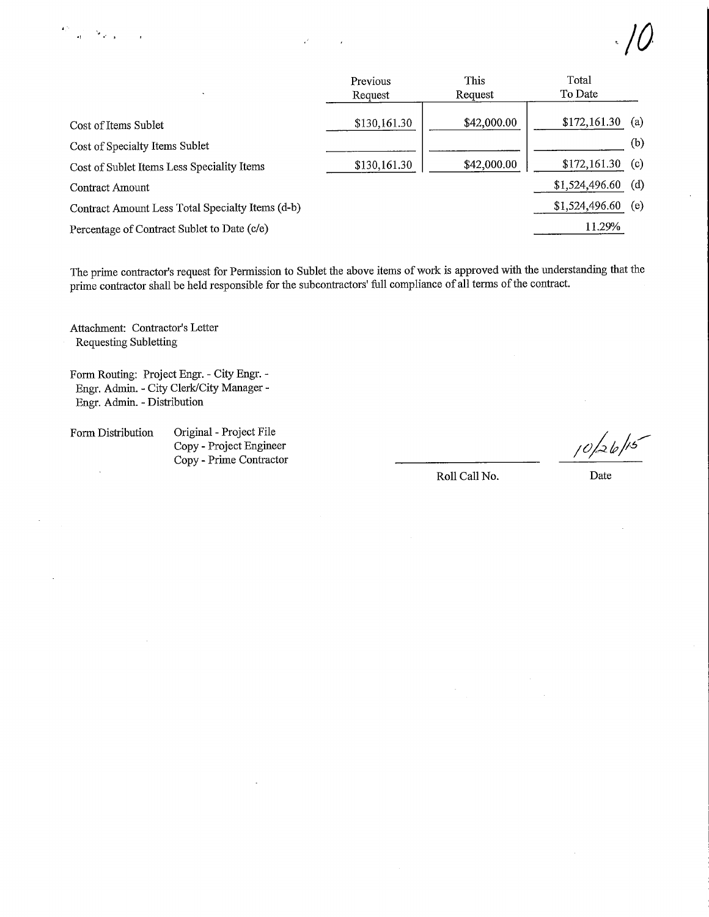| | Previous Request | This Request | Total To Date | |
|---|---|---|---|---|
| Cost of Items Sublet | $130,161.30 | $42,000.00 | $172,161.30 | (a) |
| Cost of Specialty Items Sublet | | | | (b) |
| Cost of Sublet Items Less Speciality Items | $130,161.30 | $42,000.00 | $172,161.30 | (c) |
| Contract Amount | | | $1,524,496.60 | (d) |
| Contract Amount Less Total Specialty Items (d-b) | | | $1,524,496.60 | (e) |
| Percentage of Contract Sublet to Date (c/e) | | | 11.29% | |

The prime contractor's request for Permission to Sublet the above items of work is approved with the understanding that the prime contractor shall be held responsible for the subcontractors' full compliance of all terms of the contract.

Attachment: Contractor's Letter
Requesting Subletting

Form Routing: Project Engr. - City Engr. - Engr. Admin. - City Clerk/City Manager - Engr. Admin. - Distribution

Form Distribution
Original - Project File
Copy - Project Engineer
Copy - Prime Contractor

Roll Call No. ______________

10/26/15
Date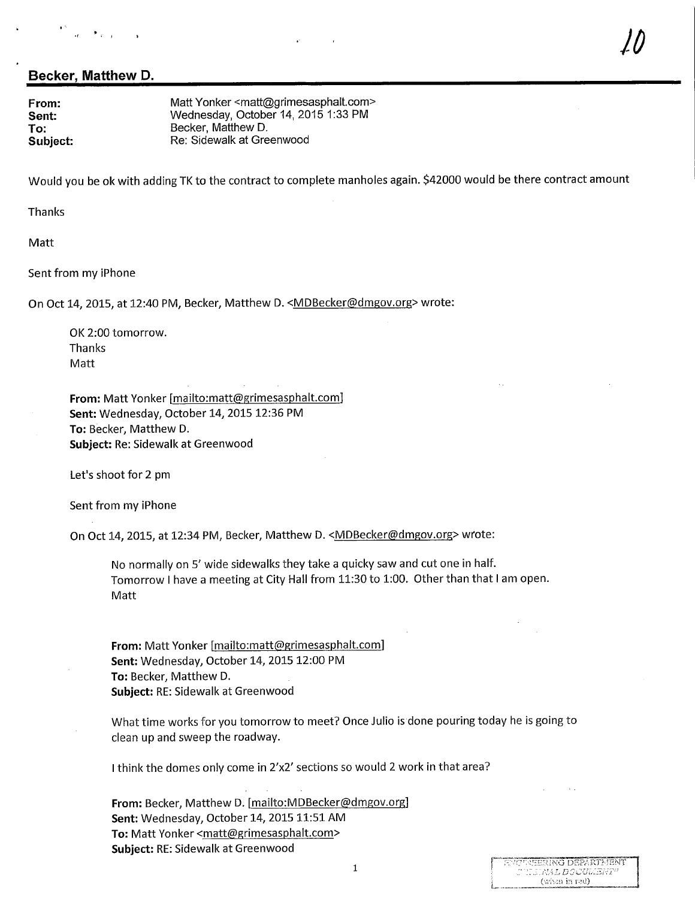**Becker, Matthew D.**

**From:** Matt Yonker <matt@grimesasphalt.com>
**Sent:** Wednesday, October 14, 2015 1:33 PM
**To:** Becker, Matthew D.
**Subject:** Re: Sidewalk at Greenwood

Would you be ok with adding TK to the contract to complete manholes again. $42000 would be there contract amount

Thanks

Matt

Sent from my iPhone

On Oct 14, 2015, at 12:40 PM, Becker, Matthew D. <MDBecker@dmgov.org> wrote:

> OK 2:00 tomorrow.
> Thanks
> Matt
>
> **From:** Matt Yonker [mailto:matt@grimesasphalt.com]
> **Sent:** Wednesday, October 14, 2015 12:36 PM
> **To:** Becker, Matthew D.
> **Subject:** Re: Sidewalk at Greenwood
>
> Let's shoot for 2 pm
>
> Sent from my iPhone
>
> On Oct 14, 2015, at 12:34 PM, Becker, Matthew D. <MDBecker@dmgov.org> wrote:
>
>> No normally on 5' wide sidewalks they take a quicky saw and cut one in half.
>> Tomorrow I have a meeting at City Hall from 11:30 to 1:00. Other than that I am open.
>> Matt
>>
>> **From:** Matt Yonker [mailto:matt@grimesasphalt.com]
>> **Sent:** Wednesday, October 14, 2015 12:00 PM
>> **To:** Becker, Matthew D.
>> **Subject:** RE: Sidewalk at Greenwood
>>
>> What time works for you tomorrow to meet? Once Julio is done pouring today he is going to clean up and sweep the roadway.
>>
>> I think the domes only come in 2'x2' sections so would 2 work in that area?
>>
>> **From:** Becker, Matthew D. [mailto:MDBecker@dmgov.org]
>> **Sent:** Wednesday, October 14, 2015 11:51 AM
>> **To:** Matt Yonker <matt@grimesasphalt.com>
>> **Subject:** RE: Sidewalk at Greenwood

ENGINEERING DEPARTMENT "ORIGINAL DOCUMENT" (when in red)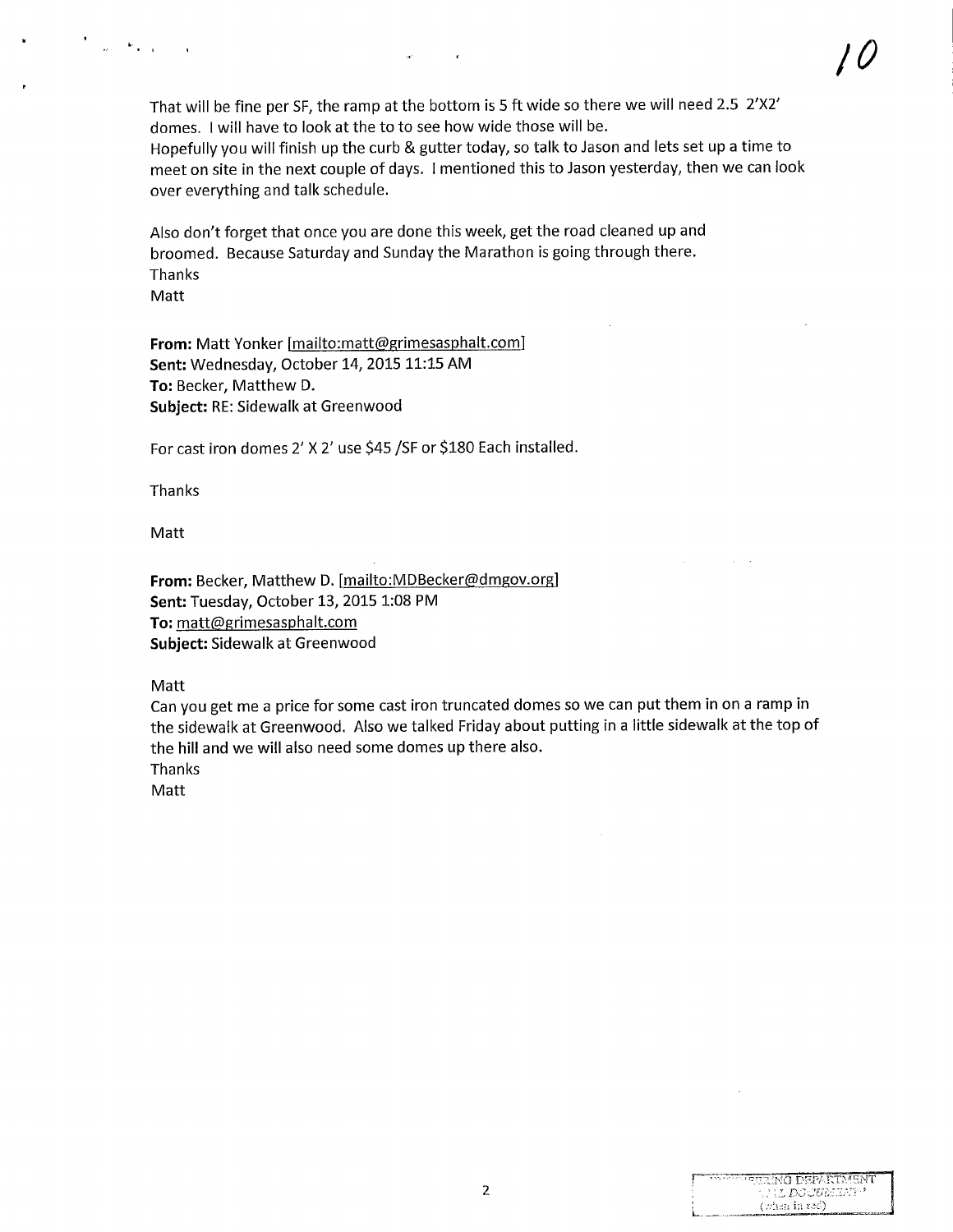10

That will be fine per SF, the ramp at the bottom is 5 ft wide so there we will need 2.5 2'X2' domes. I will have to look at the to to see how wide those will be.
Hopefully you will finish up the curb & gutter today, so talk to Jason and lets set up a time to meet on site in the next couple of days. I mentioned this to Jason yesterday, then we can look over everything and talk schedule.

Also don't forget that once you are done this week, get the road cleaned up and broomed. Because Saturday and Sunday the Marathon is going through there.
Thanks
Matt

**From:** Matt Yonker [mailto:matt@grimesasphalt.com]
**Sent:** Wednesday, October 14, 2015 11:15 AM
**To:** Becker, Matthew D.
**Subject:** RE: Sidewalk at Greenwood

For cast iron domes 2' X 2' use $45 /SF or $180 Each installed.

Thanks

Matt

**From:** Becker, Matthew D. [mailto:MDBecker@dmgov.org]
**Sent:** Tuesday, October 13, 2015 1:08 PM
**To:** matt@grimesasphalt.com
**Subject:** Sidewalk at Greenwood

Matt
Can you get me a price for some cast iron truncated domes so we can put them in on a ramp in the sidewalk at Greenwood. Also we talked Friday about putting in a little sidewalk at the top of the hill and we will also need some domes up there also.
Thanks
Matt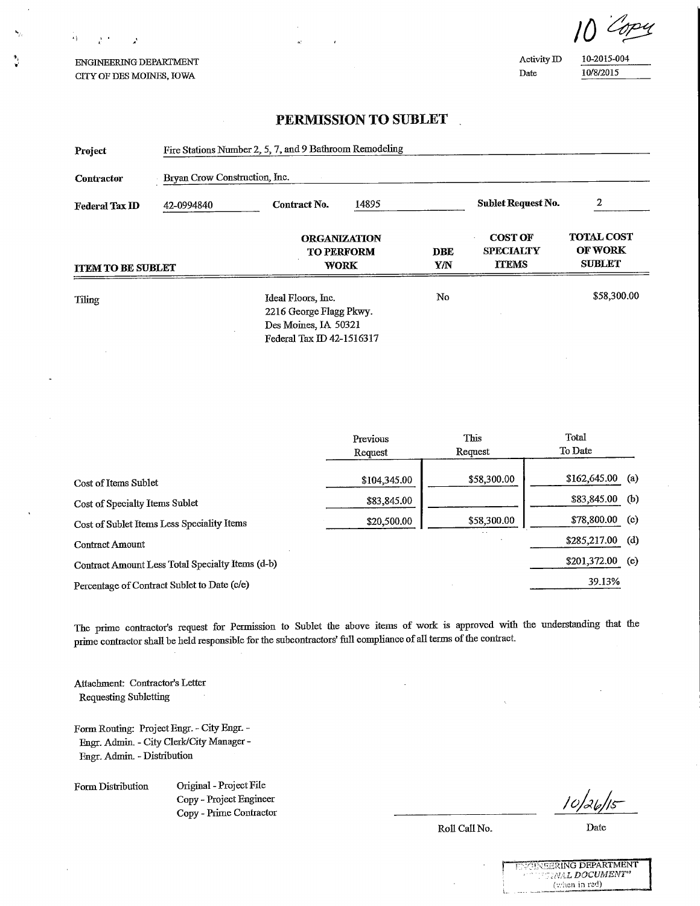10 Copy

ENGINEERING DEPARTMENT
CITY OF DES MOINES, IOWA

Activity ID: 10-2015-004
Date: 10/8/2015

# PERMISSION TO SUBLET

**Project**: Fire Stations Number 2, 5, 7, and 9 Bathroom Remodeling

**Contractor**: Bryan Crow Construction, Inc.

**Federal Tax ID**: 42-0994840 **Contract No.** 14895 **Sublet Request No.** 2

| ITEM TO BE SUBLET | ORGANIZATION TO PERFORM WORK | DBE Y/N | COST OF SPECIALTY ITEMS | TOTAL COST OF WORK SUBLET |
|---|---|---|---|---|
| Tiling | Ideal Floors, Inc.<br>2216 George Flagg Pkwy.<br>Des Moines, IA 50321<br>Federal Tax ID 42-1516317 | No | | $58,300.00 |

| | Previous Request | This Request | Total To Date | |
|---|---|---|---|---|
| Cost of Items Sublet | $104,345.00 | $58,300.00 | $162,645.00 | (a) |
| Cost of Specialty Items Sublet | $83,845.00 | | $83,845.00 | (b) |
| Cost of Sublet Items Less Speciality Items | $20,500.00 | $58,300.00 | $78,800.00 | (c) |
| Contract Amount | | | $285,217.00 | (d) |
| Contract Amount Less Total Specialty Items (d-b) | | | $201,372.00 | (e) |
| Percentage of Contract Sublet to Date (c/e) | | | 39.13% | |

The prime contractor's request for Permission to Sublet the above items of work is approved with the understanding that the prime contractor shall be held responsible for the subcontractors' full compliance of all terms of the contract.

Attachment: Contractor's Letter Requesting Subletting

Form Routing: Project Engr. - City Engr. - Engr. Admin. - City Clerk/City Manager - Engr. Admin. - Distribution

Form Distribution
Original - Project File
Copy - Project Engineer
Copy - Prime Contractor

Roll Call No. _______________ Date: 10/26/15

ENGINEERING DEPARTMENT "ORIGINAL DOCUMENT" (when in red)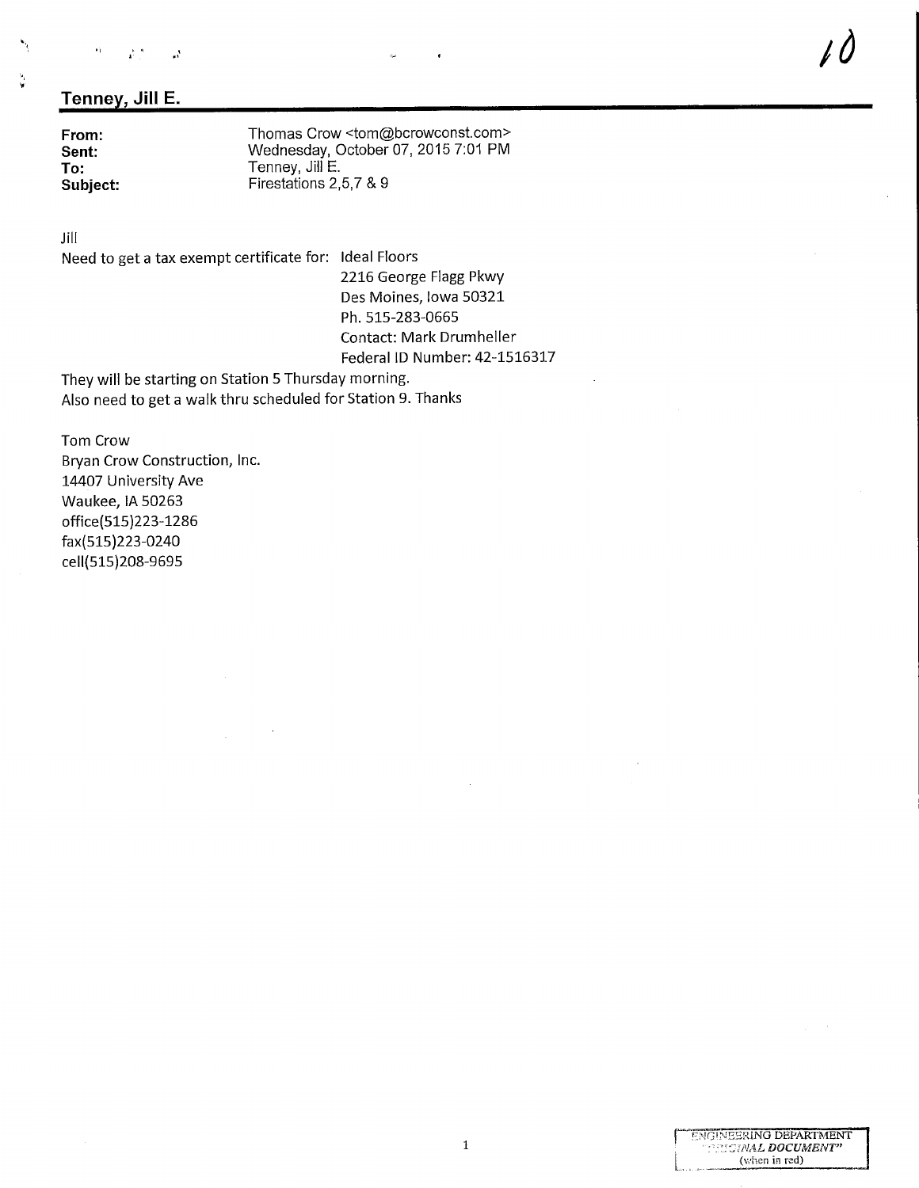## Tenney, Jill E.

**From:** Thomas Crow <tom@bcrowconst.com>
**Sent:** Wednesday, October 07, 2015 7:01 PM
**To:** Tenney, Jill E.
**Subject:** Firestations 2,5,7 & 9

Jill

Need to get a tax exempt certificate for: Ideal Floors
2216 George Flagg Pkwy
Des Moines, Iowa 50321
Ph. 515-283-0665
Contact: Mark Drumheller
Federal ID Number: 42-1516317

They will be starting on Station 5 Thursday morning.
Also need to get a walk thru scheduled for Station 9. Thanks

Tom Crow
Bryan Crow Construction, Inc.
14407 University Ave
Waukee, IA 50263
office(515)223-1286
fax(515)223-0240
cell(515)208-9695

ENGINEERING DEPARTMENT
"ORIGINAL DOCUMENT"
(when in red)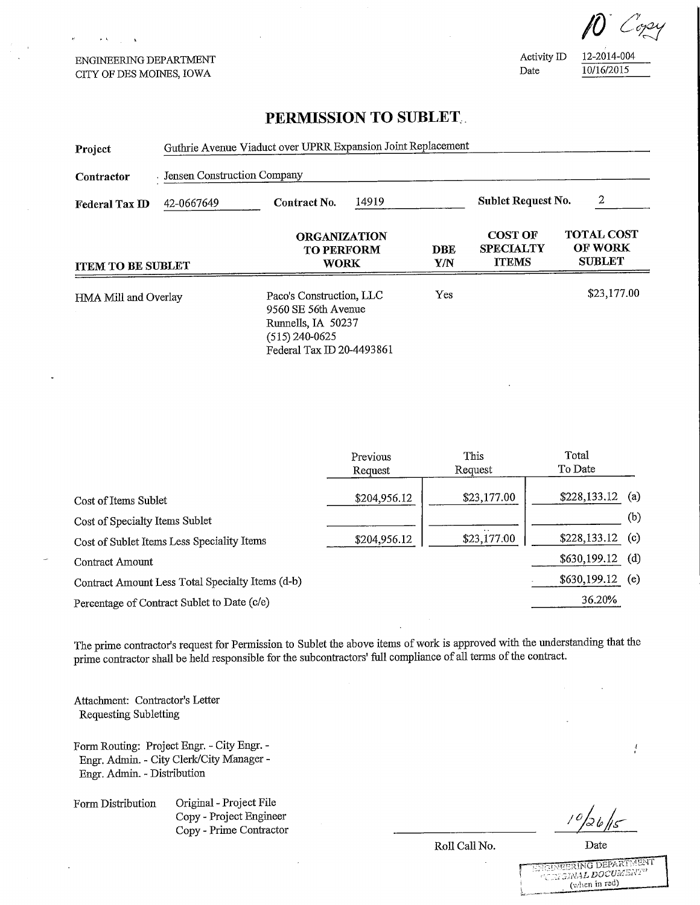10 Copy

ENGINEERING DEPARTMENT
CITY OF DES MOINES, IOWA

Activity ID 12-2014-004
Date 10/16/2015

# PERMISSION TO SUBLET

**Project** Guthrie Avenue Viaduct over UPRR Expansion Joint Replacement

**Contractor** Jensen Construction Company

**Federal Tax ID** 42-0667649 **Contract No.** 14919 **Sublet Request No.** 2

| ITEM TO BE SUBLET | ORGANIZATION TO PERFORM WORK | DBE Y/N | COST OF SPECIALTY ITEMS | TOTAL COST OF WORK SUBLET |
|---|---|---|---|---|
| HMA Mill and Overlay | Paco's Construction, LLC<br>9560 SE 56th Avenue<br>Runnells, IA 50237<br>(515) 240-0625<br>Federal Tax ID 20-4493861 | Yes | | $23,177.00 |

| | Previous Request | This Request | Total To Date | |
|---|---|---|---|---|
| Cost of Items Sublet | $204,956.12 | $23,177.00 | $228,133.12 | (a) |
| Cost of Specialty Items Sublet | | | | (b) |
| Cost of Sublet Items Less Speciality Items | $204,956.12 | $23,177.00 | $228,133.12 | (c) |
| Contract Amount | | | $630,199.12 | (d) |
| Contract Amount Less Total Specialty Items (d-b) | | | $630,199.12 | (e) |
| Percentage of Contract Sublet to Date (c/e) | | | 36.20% | |

The prime contractor's request for Permission to Sublet the above items of work is approved with the understanding that the prime contractor shall be held responsible for the subcontractors' full compliance of all terms of the contract.

Attachment: Contractor's Letter Requesting Subletting

Form Routing: Project Engr. - City Engr. - Engr. Admin. - City Clerk/City Manager - Engr. Admin. - Distribution

Form Distribution
Original - Project File
Copy - Project Engineer
Copy - Prime Contractor

Roll Call No. ____________

Date 10/26/15

ENGINEERING DEPARTMENT "ORIGINAL DOCUMENT" (when in red)